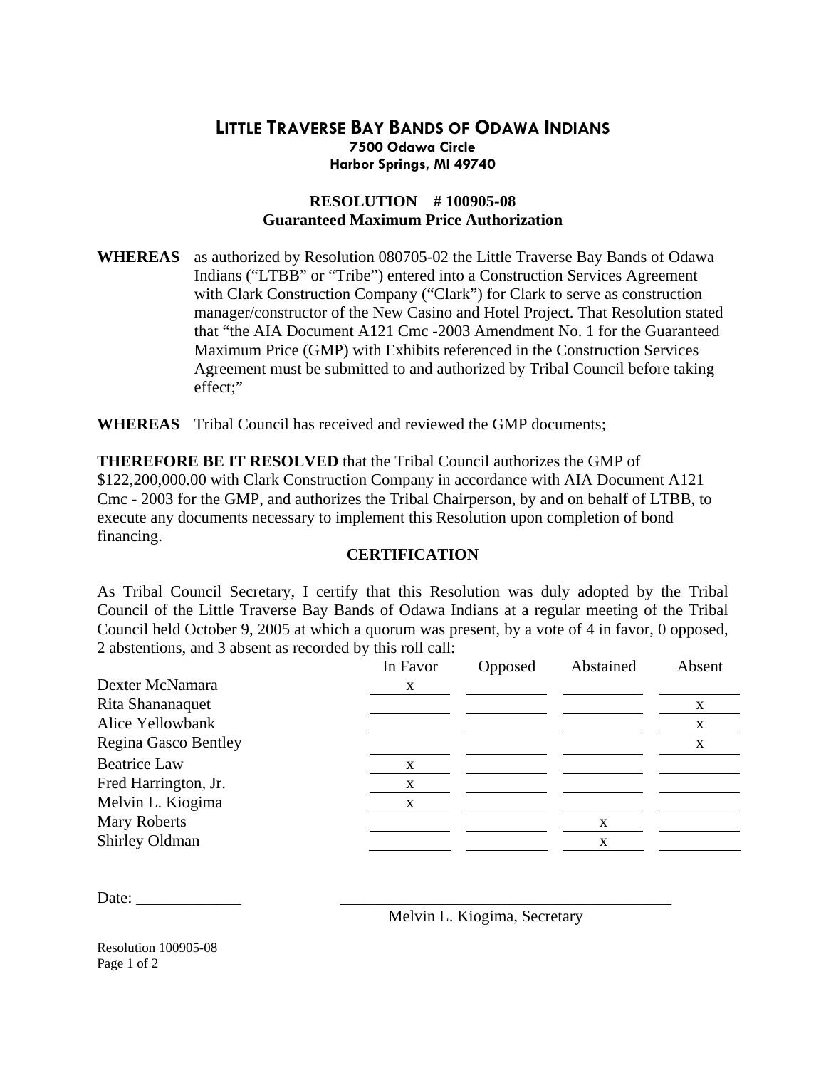# LITTLE TRAVERSE BAY BANDS OF ODAWA INDIANS

**7500 Odawa Circle**
**Harbor Springs, MI 49740**

## RESOLUTION # 100905-08
## Guaranteed Maximum Price Authorization

**WHEREAS** as authorized by Resolution 080705-02 the Little Traverse Bay Bands of Odawa Indians ("LTBB" or "Tribe") entered into a Construction Services Agreement with Clark Construction Company ("Clark") for Clark to serve as construction manager/constructor of the New Casino and Hotel Project. That Resolution stated that "the AIA Document A121 Cmc -2003 Amendment No. 1 for the Guaranteed Maximum Price (GMP) with Exhibits referenced in the Construction Services Agreement must be submitted to and authorized by Tribal Council before taking effect;"

**WHEREAS** Tribal Council has received and reviewed the GMP documents;

**THEREFORE BE IT RESOLVED** that the Tribal Council authorizes the GMP of $122,200,000.00 with Clark Construction Company in accordance with AIA Document A121 Cmc - 2003 for the GMP, and authorizes the Tribal Chairperson, by and on behalf of LTBB, to execute any documents necessary to implement this Resolution upon completion of bond financing.

### CERTIFICATION

As Tribal Council Secretary, I certify that this Resolution was duly adopted by the Tribal Council of the Little Traverse Bay Bands of Odawa Indians at a regular meeting of the Tribal Council held October 9, 2005 at which a quorum was present, by a vote of 4 in favor, 0 opposed, 2 abstentions, and 3 absent as recorded by this roll call:

| | In Favor | Opposed | Abstained | Absent |
|---|---|---|---|---|
| Dexter McNamara | x | | | |
| Rita Shananaquet | | | | x |
| Alice Yellowbank | | | | x |
| Regina Gasco Bentley | | | | x |
| Beatrice Law | x | | | |
| Fred Harrington, Jr. | x | | | |
| Melvin L. Kiogima | x | | | |
| Mary Roberts | | | x | |
| Shirley Oldman | | | x | |

Date: _____________ \_\_\_\_\_\_\_\_\_\_\_\_\_\_\_\_\_\_\_\_\_\_\_\_\_\_\_\_\_\_\_\_\_\_\_\_\_\_\_\_

Melvin L. Kiogima, Secretary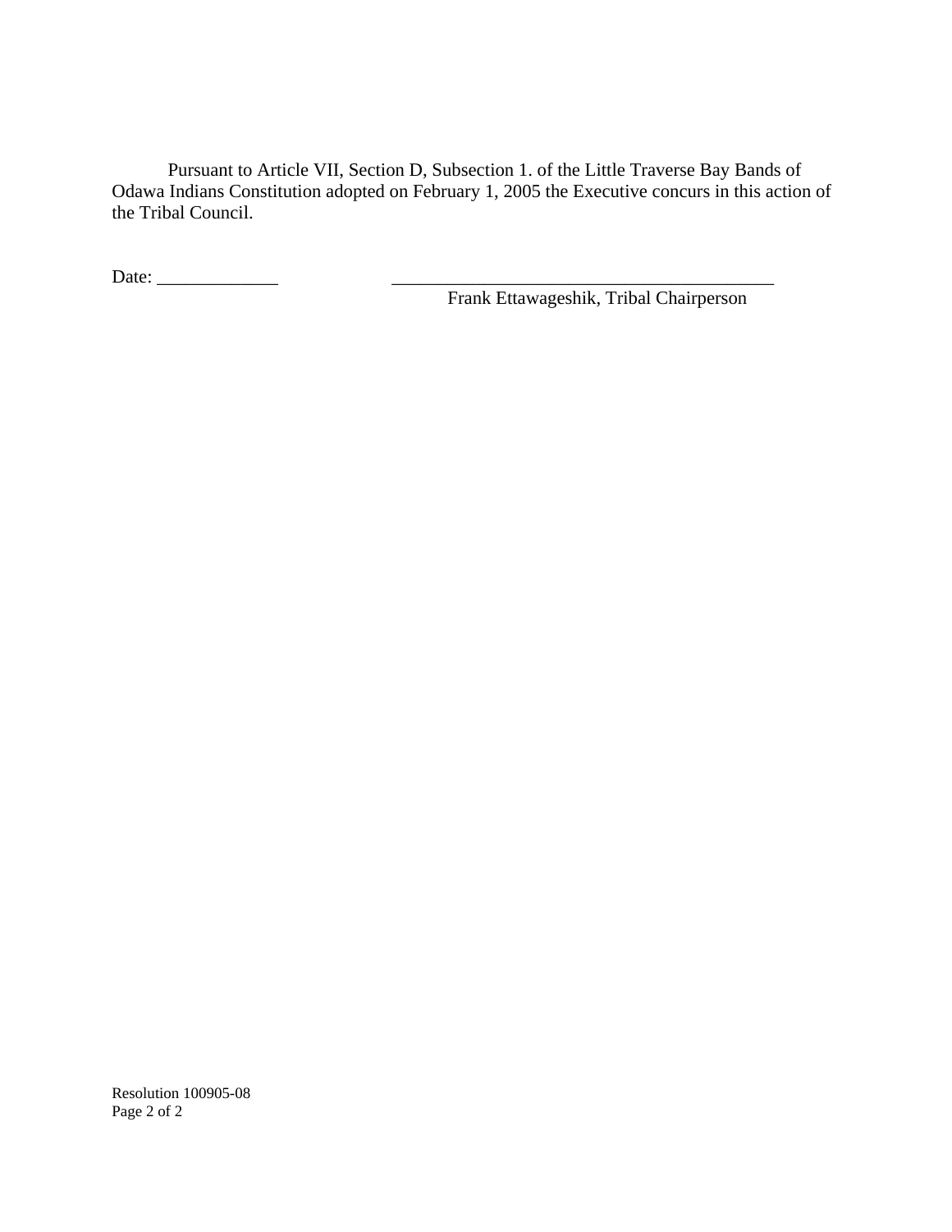Pursuant to Article VII, Section D, Subsection 1. of the Little Traverse Bay Bands of Odawa Indians Constitution adopted on February 1, 2005 the Executive concurs in this action of the Tribal Council.

Date: _____________ __________________________________________

Frank Ettawageshik, Tribal Chairperson

Resolution 100905-08